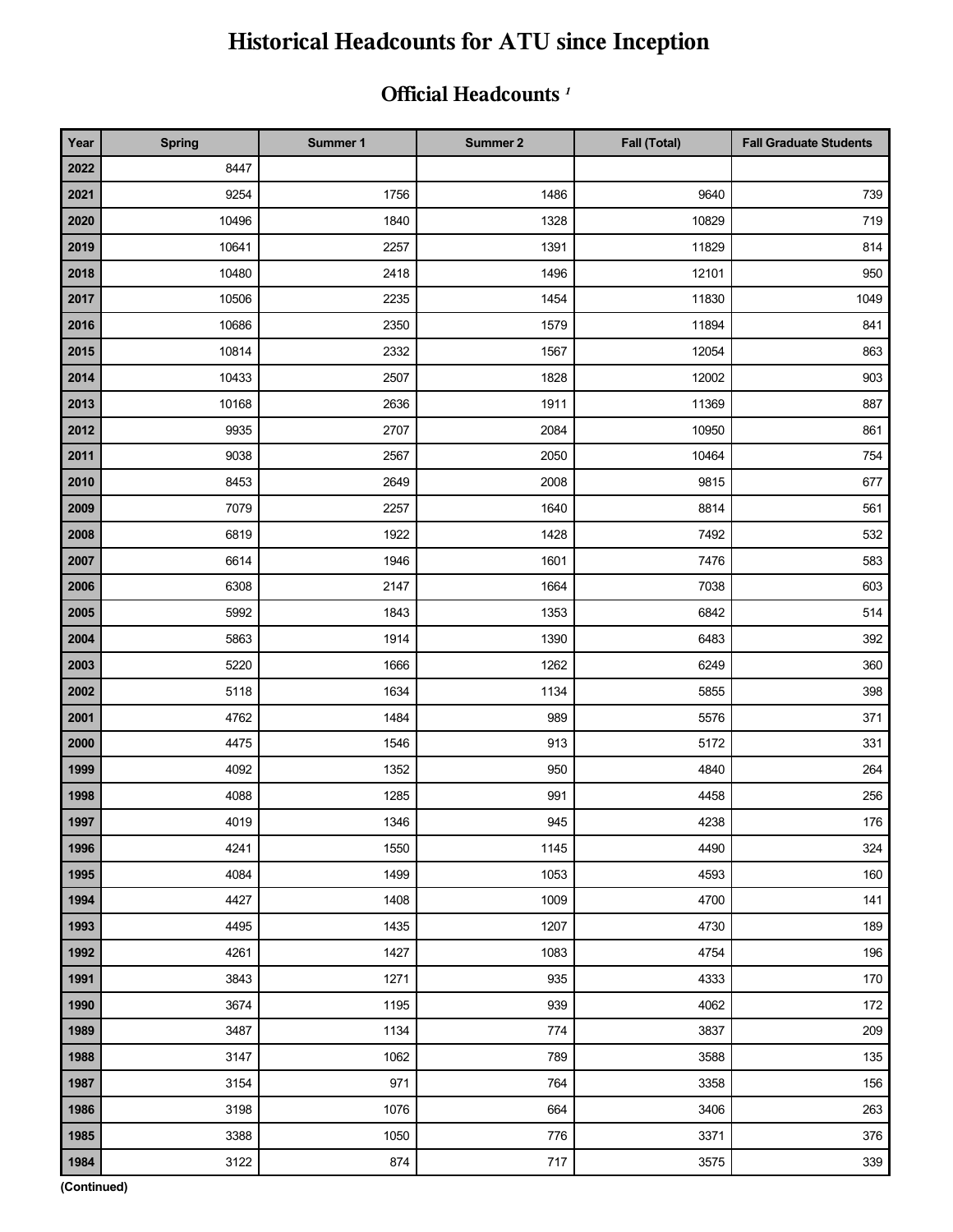# Historical Headcounts for ATU since Inception

## Official Headcounts [1]

| Year | Spring | Summer 1 | Summer 2 | Fall (Total) | Fall Graduate Students |
|---|---|---|---|---|---|
| 2022 | 8447 | | | | |
| 2021 | 9254 | 1756 | 1486 | 9640 | 739 |
| 2020 | 10496 | 1840 | 1328 | 10829 | 719 |
| 2019 | 10641 | 2257 | 1391 | 11829 | 814 |
| 2018 | 10480 | 2418 | 1496 | 12101 | 950 |
| 2017 | 10506 | 2235 | 1454 | 11830 | 1049 |
| 2016 | 10686 | 2350 | 1579 | 11894 | 841 |
| 2015 | 10814 | 2332 | 1567 | 12054 | 863 |
| 2014 | 10433 | 2507 | 1828 | 12002 | 903 |
| 2013 | 10168 | 2636 | 1911 | 11369 | 887 |
| 2012 | 9935 | 2707 | 2084 | 10950 | 861 |
| 2011 | 9038 | 2567 | 2050 | 10464 | 754 |
| 2010 | 8453 | 2649 | 2008 | 9815 | 677 |
| 2009 | 7079 | 2257 | 1640 | 8814 | 561 |
| 2008 | 6819 | 1922 | 1428 | 7492 | 532 |
| 2007 | 6614 | 1946 | 1601 | 7476 | 583 |
| 2006 | 6308 | 2147 | 1664 | 7038 | 603 |
| 2005 | 5992 | 1843 | 1353 | 6842 | 514 |
| 2004 | 5863 | 1914 | 1390 | 6483 | 392 |
| 2003 | 5220 | 1666 | 1262 | 6249 | 360 |
| 2002 | 5118 | 1634 | 1134 | 5855 | 398 |
| 2001 | 4762 | 1484 | 989 | 5576 | 371 |
| 2000 | 4475 | 1546 | 913 | 5172 | 331 |
| 1999 | 4092 | 1352 | 950 | 4840 | 264 |
| 1998 | 4088 | 1285 | 991 | 4458 | 256 |
| 1997 | 4019 | 1346 | 945 | 4238 | 176 |
| 1996 | 4241 | 1550 | 1145 | 4490 | 324 |
| 1995 | 4084 | 1499 | 1053 | 4593 | 160 |
| 1994 | 4427 | 1408 | 1009 | 4700 | 141 |
| 1993 | 4495 | 1435 | 1207 | 4730 | 189 |
| 1992 | 4261 | 1427 | 1083 | 4754 | 196 |
| 1991 | 3843 | 1271 | 935 | 4333 | 170 |
| 1990 | 3674 | 1195 | 939 | 4062 | 172 |
| 1989 | 3487 | 1134 | 774 | 3837 | 209 |
| 1988 | 3147 | 1062 | 789 | 3588 | 135 |
| 1987 | 3154 | 971 | 764 | 3358 | 156 |
| 1986 | 3198 | 1076 | 664 | 3406 | 263 |
| 1985 | 3388 | 1050 | 776 | 3371 | 376 |
| 1984 | 3122 | 874 | 717 | 3575 | 339 |

**(Continued)**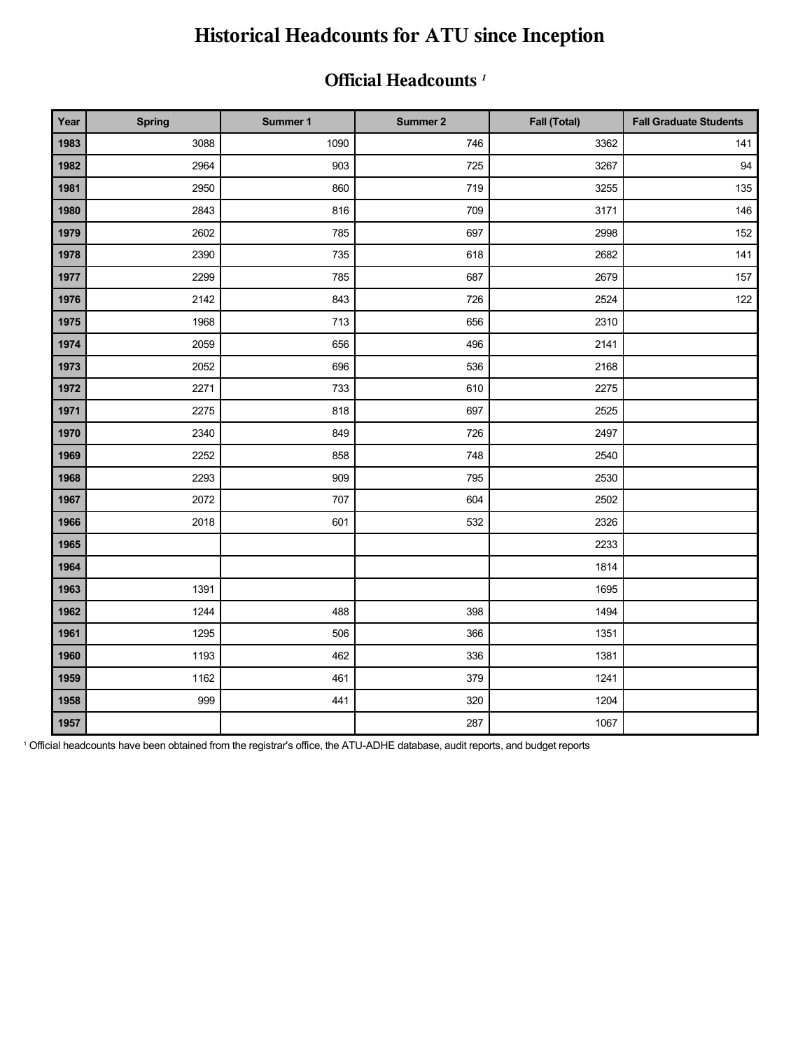# Historical Headcounts for ATU since Inception

## Official Headcounts [1]

| Year | Spring | Summer 1 | Summer 2 | Fall (Total) | Fall Graduate Students |
|---|---|---|---|---|---|
| 1983 | 3088 | 1090 | 746 | 3362 | 141 |
| 1982 | 2964 | 903 | 725 | 3267 | 94 |
| 1981 | 2950 | 860 | 719 | 3255 | 135 |
| 1980 | 2843 | 816 | 709 | 3171 | 146 |
| 1979 | 2602 | 785 | 697 | 2998 | 152 |
| 1978 | 2390 | 735 | 618 | 2682 | 141 |
| 1977 | 2299 | 785 | 687 | 2679 | 157 |
| 1976 | 2142 | 843 | 726 | 2524 | 122 |
| 1975 | 1968 | 713 | 656 | 2310 | |
| 1974 | 2059 | 656 | 496 | 2141 | |
| 1973 | 2052 | 696 | 536 | 2168 | |
| 1972 | 2271 | 733 | 610 | 2275 | |
| 1971 | 2275 | 818 | 697 | 2525 | |
| 1970 | 2340 | 849 | 726 | 2497 | |
| 1969 | 2252 | 858 | 748 | 2540 | |
| 1968 | 2293 | 909 | 795 | 2530 | |
| 1967 | 2072 | 707 | 604 | 2502 | |
| 1966 | 2018 | 601 | 532 | 2326 | |
| 1965 | | | | 2233 | |
| 1964 | | | | 1814 | |
| 1963 | 1391 | | | 1695 | |
| 1962 | 1244 | 488 | 398 | 1494 | |
| 1961 | 1295 | 506 | 366 | 1351 | |
| 1960 | 1193 | 462 | 336 | 1381 | |
| 1959 | 1162 | 461 | 379 | 1241 | |
| 1958 | 999 | 441 | 320 | 1204 | |
| 1957 | | | 287 | 1067 | |

[1] Official headcounts have been obtained from the registrar's office, the ATU-ADHE database, audit reports, and budget reports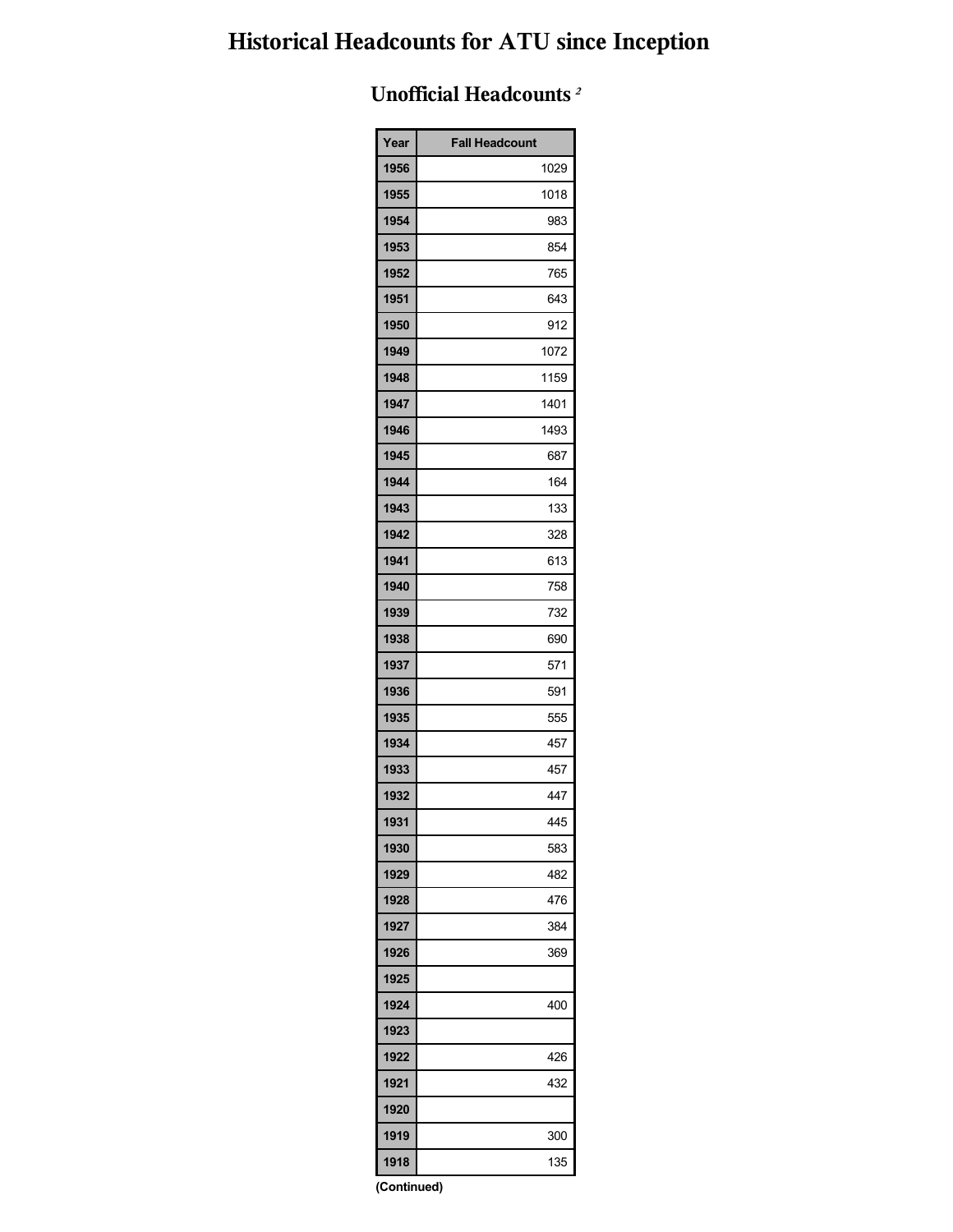# Historical Headcounts for ATU since Inception

## Unofficial Headcounts [2]

| Year | Fall Headcount |
|---|---|
| 1956 | 1029 |
| 1955 | 1018 |
| 1954 | 983 |
| 1953 | 854 |
| 1952 | 765 |
| 1951 | 643 |
| 1950 | 912 |
| 1949 | 1072 |
| 1948 | 1159 |
| 1947 | 1401 |
| 1946 | 1493 |
| 1945 | 687 |
| 1944 | 164 |
| 1943 | 133 |
| 1942 | 328 |
| 1941 | 613 |
| 1940 | 758 |
| 1939 | 732 |
| 1938 | 690 |
| 1937 | 571 |
| 1936 | 591 |
| 1935 | 555 |
| 1934 | 457 |
| 1933 | 457 |
| 1932 | 447 |
| 1931 | 445 |
| 1930 | 583 |
| 1929 | 482 |
| 1928 | 476 |
| 1927 | 384 |
| 1926 | 369 |
| 1925 | |
| 1924 | 400 |
| 1923 | |
| 1922 | 426 |
| 1921 | 432 |
| 1920 | |
| 1919 | 300 |
| 1918 | 135 |

**(Continued)**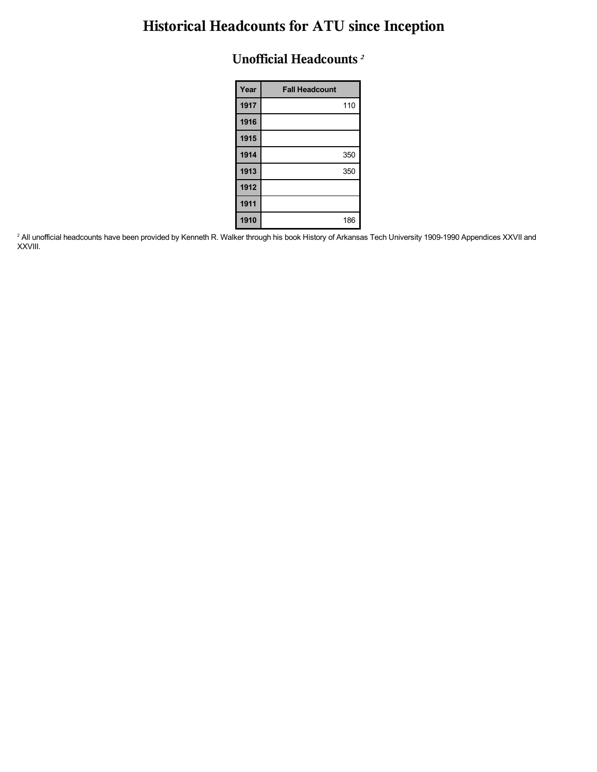# Historical Headcounts for ATU since Inception

## Unofficial Headcounts [2]

| Year | Fall Headcount |
|---|---|
| 1917 | 110 |
| 1916 | |
| 1915 | |
| 1914 | 350 |
| 1913 | 350 |
| 1912 | |
| 1911 | |
| 1910 | 186 |

[2] All unofficial headcounts have been provided by Kenneth R. Walker through his book History of Arkansas Tech University 1909-1990 Appendices XXVII and XXVIII.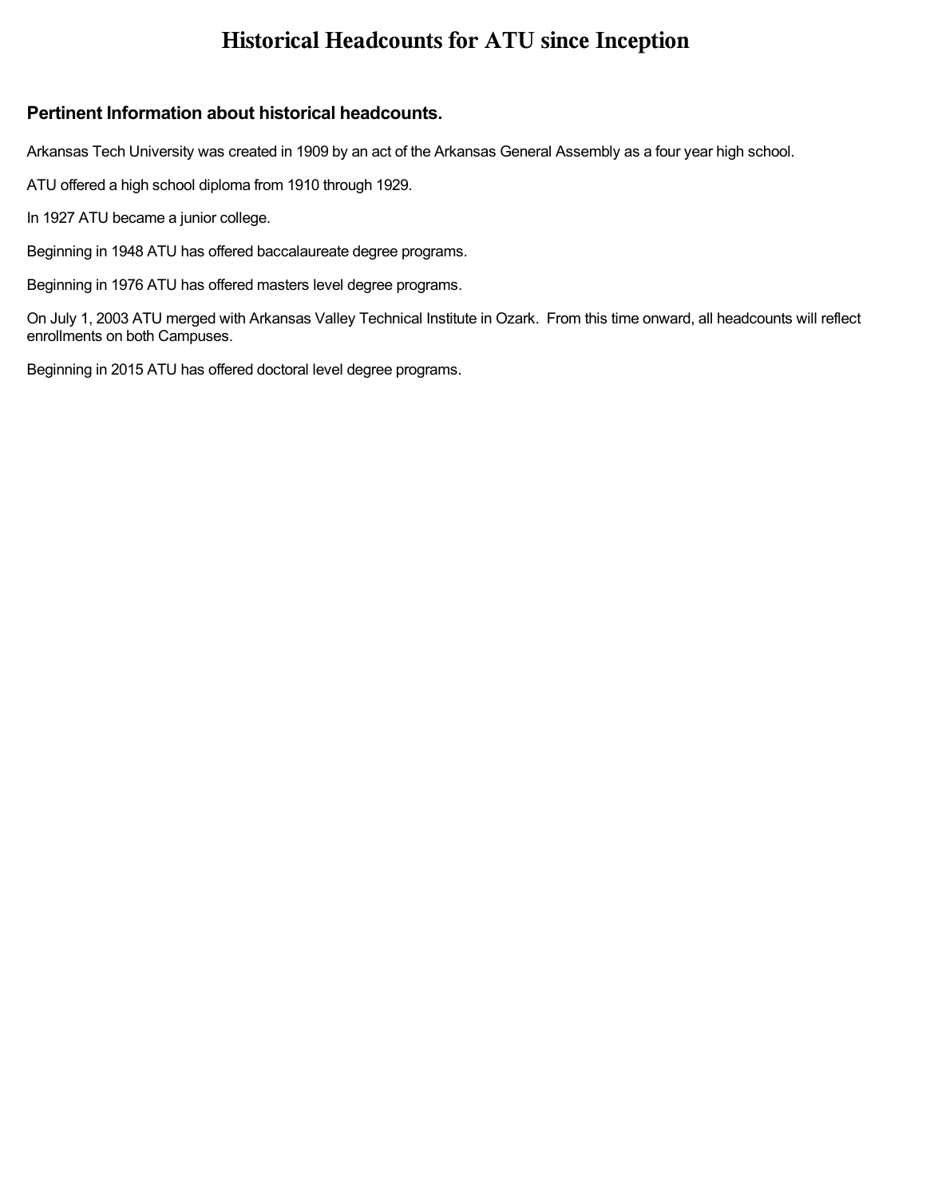# Historical Headcounts for ATU since Inception

## Pertinent Information about historical headcounts.

Arkansas Tech University was created in 1909 by an act of the Arkansas General Assembly as a four year high school.

ATU offered a high school diploma from 1910 through 1929.

In 1927 ATU became a junior college.

Beginning in 1948 ATU has offered baccalaureate degree programs.

Beginning in 1976 ATU has offered masters level degree programs.

On July 1, 2003 ATU merged with Arkansas Valley Technical Institute in Ozark. From this time onward, all headcounts will reflect enrollments on both Campuses.

Beginning in 2015 ATU has offered doctoral level degree programs.